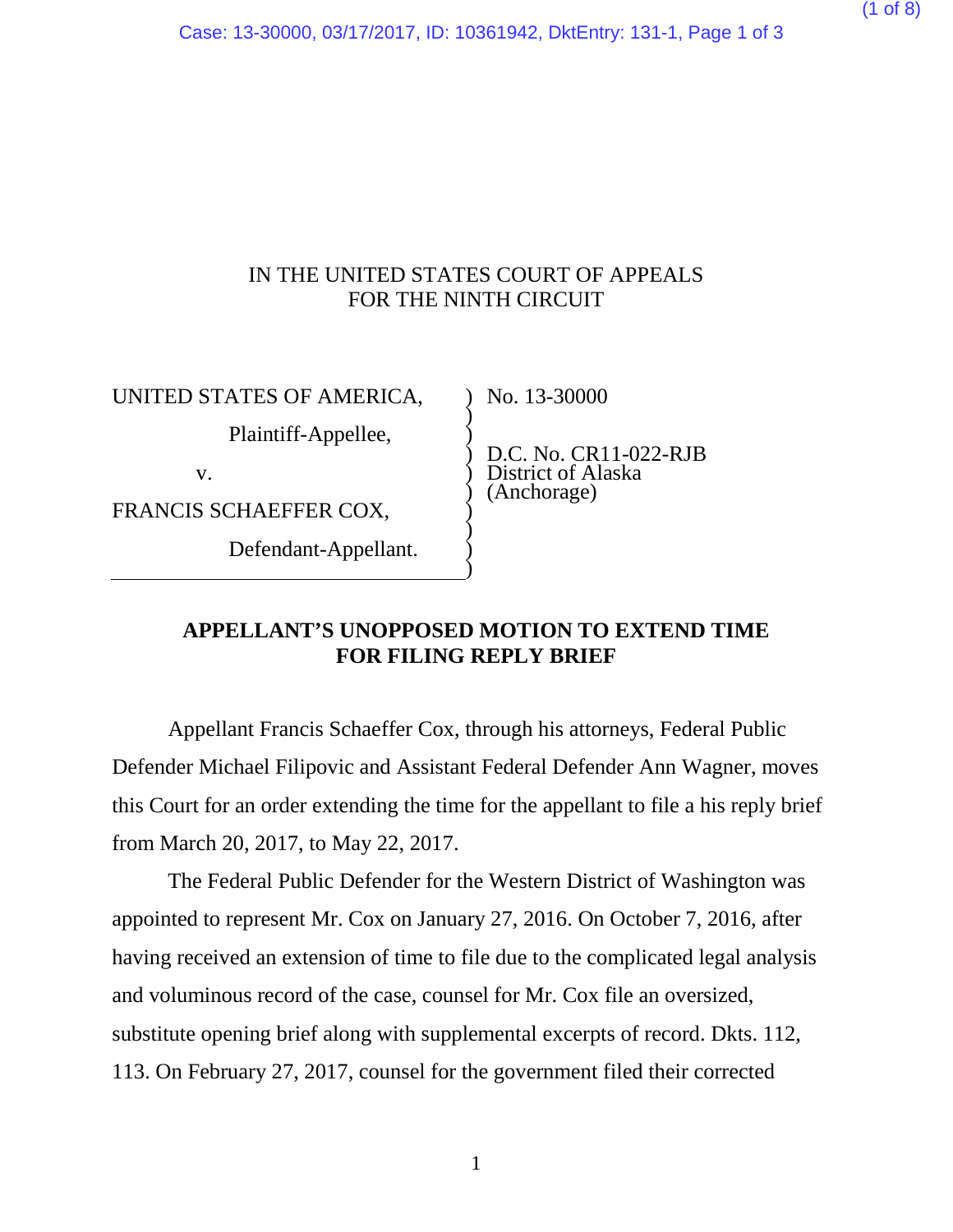IN THE UNITED STATES COURT OF APPEALS
FOR THE NINTH CIRCUIT

| | |
|---|---|
| UNITED STATES OF AMERICA,<br><br>Plaintiff-Appellee,<br><br>v.<br><br>FRANCIS SCHAEFFER COX,<br><br>Defendant-Appellant. | No. 13-30000<br><br>D.C. No. CR11-022-RJB<br>District of Alaska<br>(Anchorage) |

**APPELLANT'S UNOPPOSED MOTION TO EXTEND TIME FOR FILING REPLY BRIEF**

Appellant Francis Schaeffer Cox, through his attorneys, Federal Public Defender Michael Filipovic and Assistant Federal Defender Ann Wagner, moves this Court for an order extending the time for the appellant to file a his reply brief from March 20, 2017, to May 22, 2017.

The Federal Public Defender for the Western District of Washington was appointed to represent Mr. Cox on January 27, 2016. On October 7, 2016, after having received an extension of time to file due to the complicated legal analysis and voluminous record of the case, counsel for Mr. Cox file an oversized, substitute opening brief along with supplemental excerpts of record. Dkts. 112, 113. On February 27, 2017, counsel for the government filed their corrected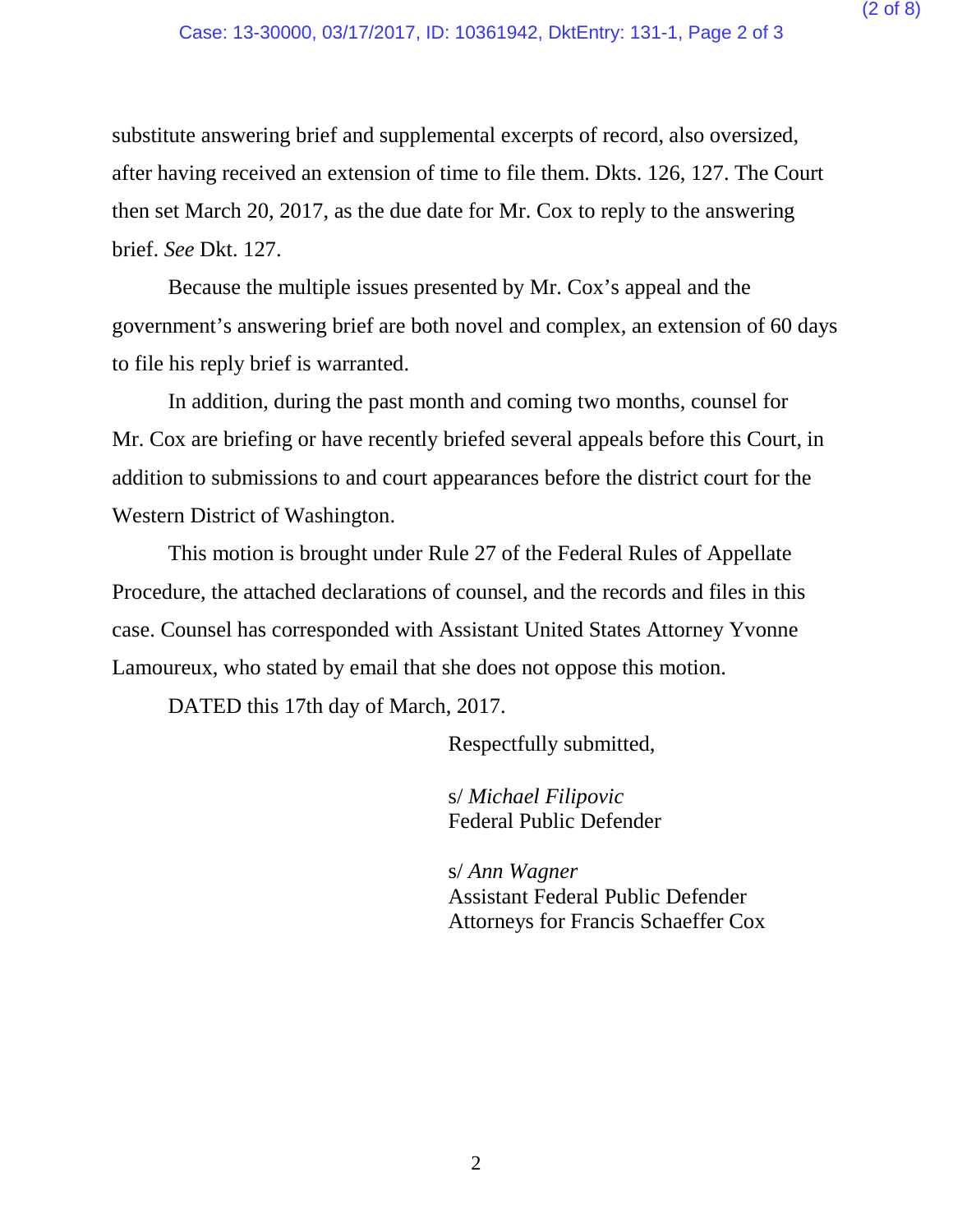substitute answering brief and supplemental excerpts of record, also oversized, after having received an extension of time to file them. Dkts. 126, 127. The Court then set March 20, 2017, as the due date for Mr. Cox to reply to the answering brief. *See* Dkt. 127.

Because the multiple issues presented by Mr. Cox's appeal and the government's answering brief are both novel and complex, an extension of 60 days to file his reply brief is warranted.

In addition, during the past month and coming two months, counsel for Mr. Cox are briefing or have recently briefed several appeals before this Court, in addition to submissions to and court appearances before the district court for the Western District of Washington.

This motion is brought under Rule 27 of the Federal Rules of Appellate Procedure, the attached declarations of counsel, and the records and files in this case. Counsel has corresponded with Assistant United States Attorney Yvonne Lamoureux, who stated by email that she does not oppose this motion.

DATED this 17th day of March, 2017.

Respectfully submitted,

s/ *Michael Filipovic*
Federal Public Defender

s/ *Ann Wagner*
Assistant Federal Public Defender
Attorneys for Francis Schaeffer Cox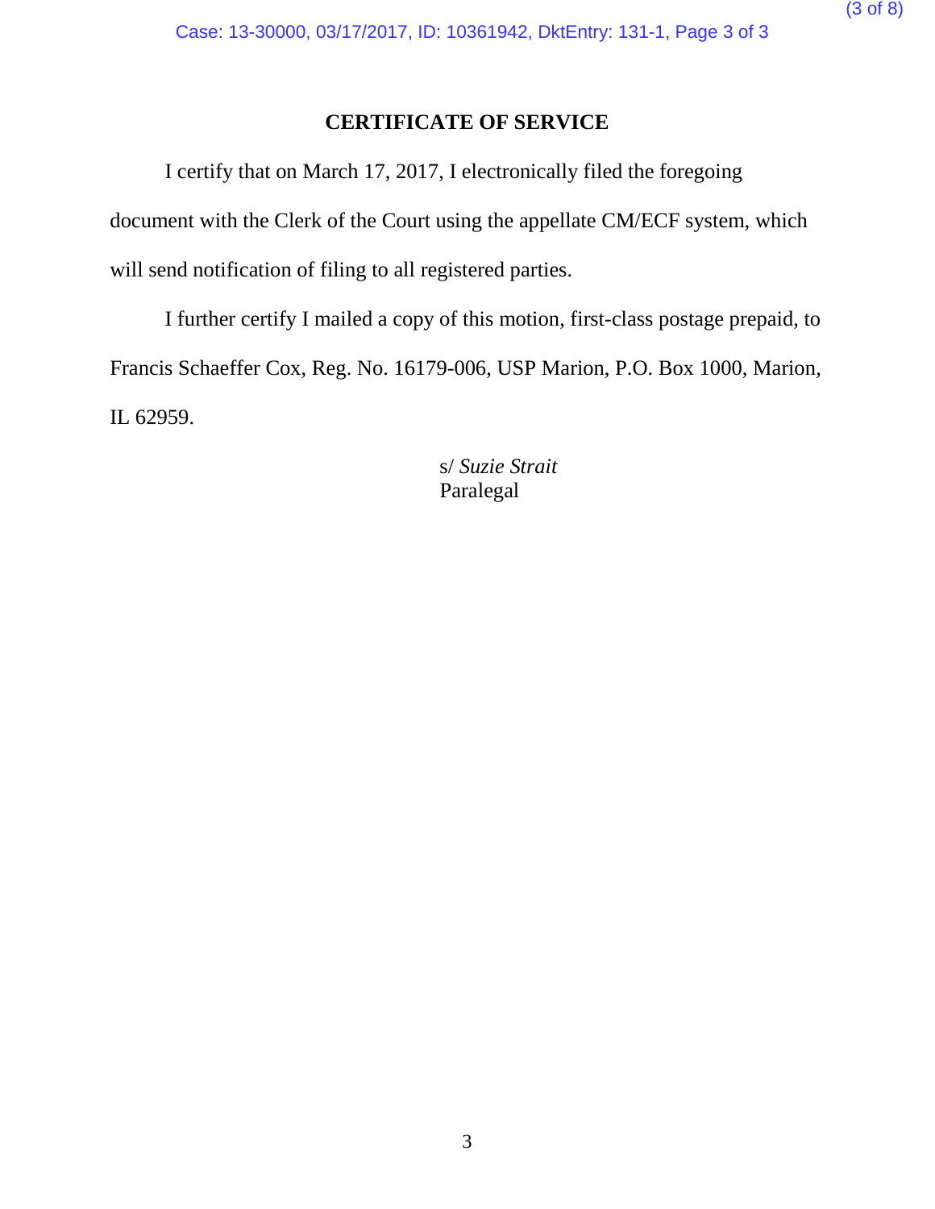# CERTIFICATE OF SERVICE

I certify that on March 17, 2017, I electronically filed the foregoing document with the Clerk of the Court using the appellate CM/ECF system, which will send notification of filing to all registered parties.

I further certify I mailed a copy of this motion, first-class postage prepaid, to Francis Schaeffer Cox, Reg. No. 16179-006, USP Marion, P.O. Box 1000, Marion, IL 62959.

s/ *Suzie Strait*
Paralegal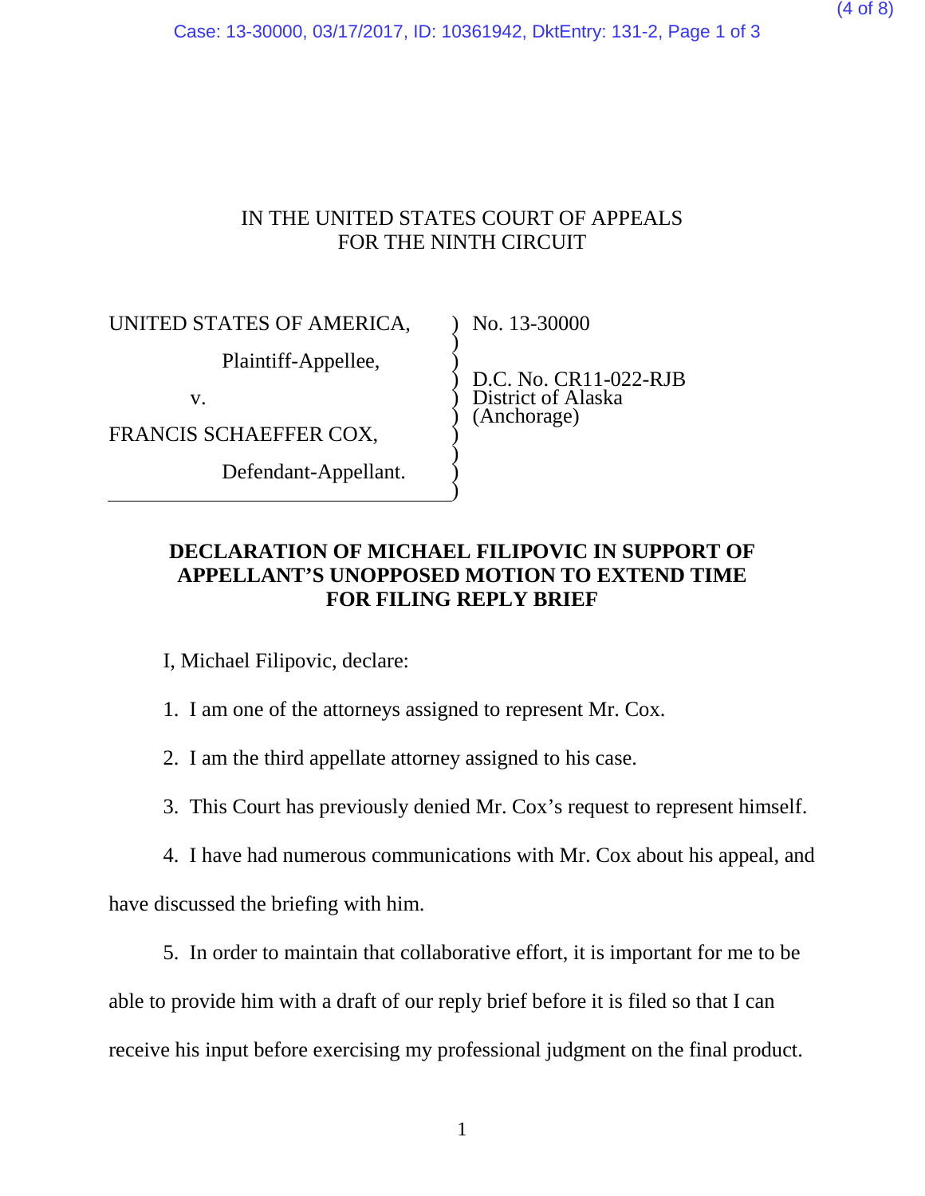IN THE UNITED STATES COURT OF APPEALS
FOR THE NINTH CIRCUIT

| | |
|---|---|
| UNITED STATES OF AMERICA, | No. 13-30000 |
| Plaintiff-Appellee, | |
| v. | D.C. No. CR11-022-RJB<br>District of Alaska<br>(Anchorage) |
| FRANCIS SCHAEFFER COX, | |
| Defendant-Appellant. | |

**DECLARATION OF MICHAEL FILIPOVIC IN SUPPORT OF APPELLANT'S UNOPPOSED MOTION TO EXTEND TIME FOR FILING REPLY BRIEF**

I, Michael Filipovic, declare:

1. I am one of the attorneys assigned to represent Mr. Cox.

2. I am the third appellate attorney assigned to his case.

3. This Court has previously denied Mr. Cox's request to represent himself.

4. I have had numerous communications with Mr. Cox about his appeal, and have discussed the briefing with him.

5. In order to maintain that collaborative effort, it is important for me to be able to provide him with a draft of our reply brief before it is filed so that I can receive his input before exercising my professional judgment on the final product.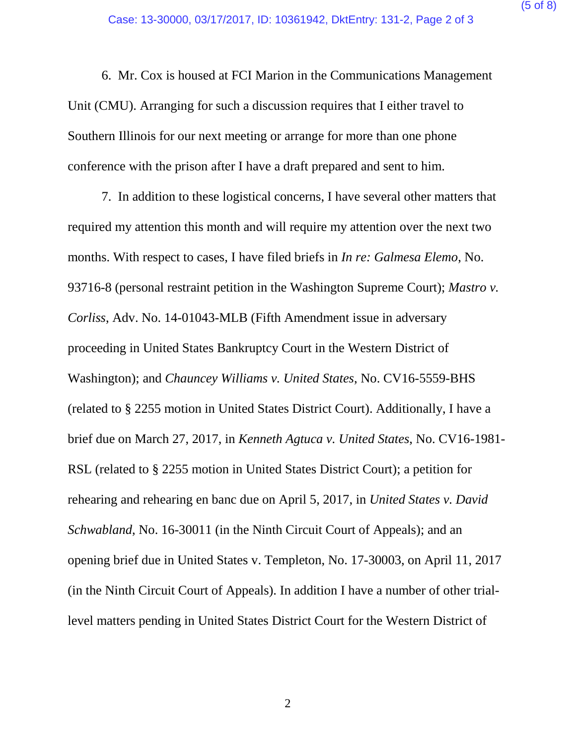6. Mr. Cox is housed at FCI Marion in the Communications Management Unit (CMU). Arranging for such a discussion requires that I either travel to Southern Illinois for our next meeting or arrange for more than one phone conference with the prison after I have a draft prepared and sent to him.

7. In addition to these logistical concerns, I have several other matters that required my attention this month and will require my attention over the next two months. With respect to cases, I have filed briefs in *In re: Galmesa Elemo*, No. 93716-8 (personal restraint petition in the Washington Supreme Court); *Mastro v. Corliss*, Adv. No. 14-01043-MLB (Fifth Amendment issue in adversary proceeding in United States Bankruptcy Court in the Western District of Washington); and *Chauncey Williams v. United States*, No. CV16-5559-BHS (related to § 2255 motion in United States District Court). Additionally, I have a brief due on March 27, 2017, in *Kenneth Agtuca v. United States*, No. CV16-1981-RSL (related to § 2255 motion in United States District Court); a petition for rehearing and rehearing en banc due on April 5, 2017, in *United States v. David Schwabland*, No. 16-30011 (in the Ninth Circuit Court of Appeals); and an opening brief due in United States v. Templeton, No. 17-30003, on April 11, 2017 (in the Ninth Circuit Court of Appeals). In addition I have a number of other trial-level matters pending in United States District Court for the Western District of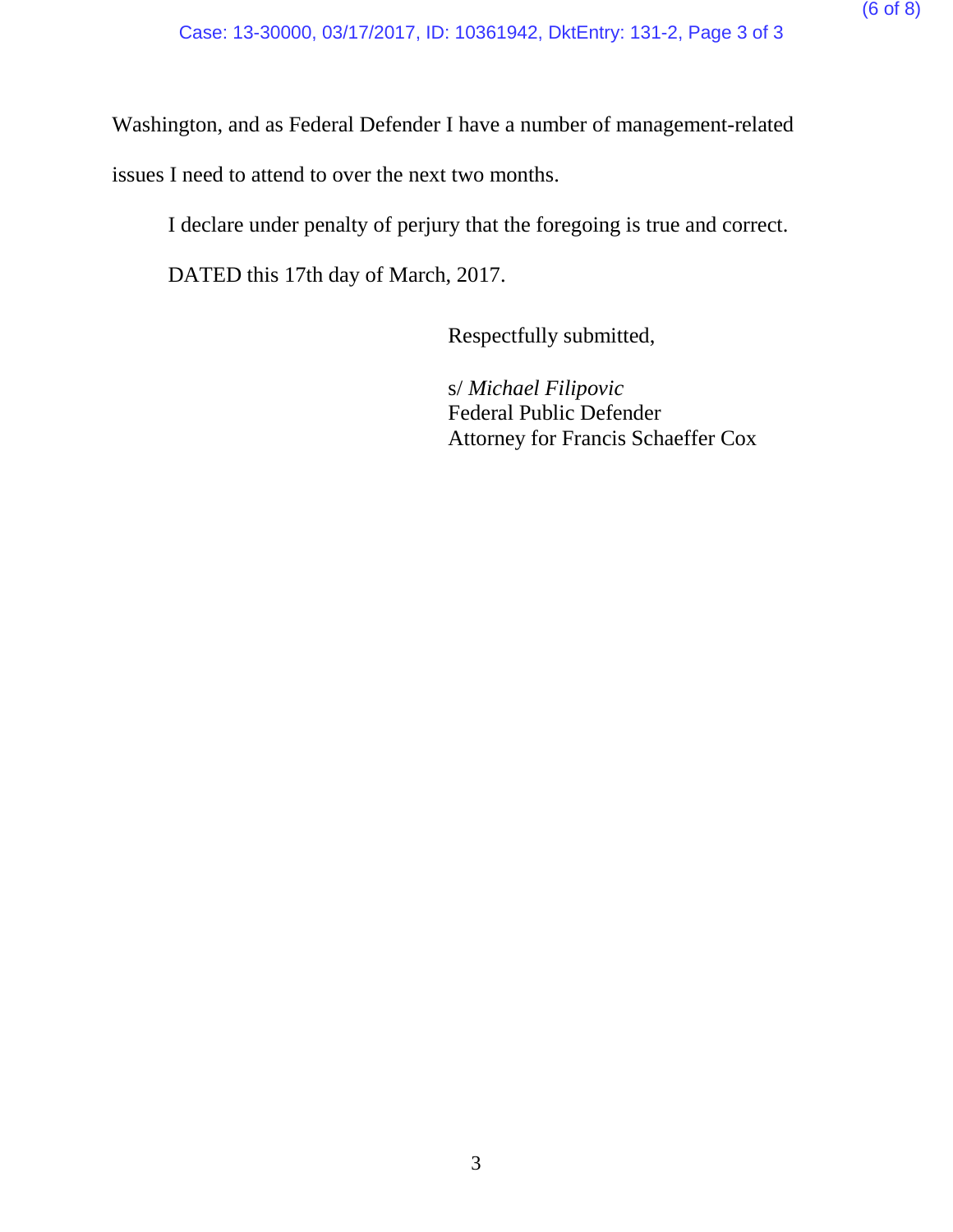Washington, and as Federal Defender I have a number of management-related issues I need to attend to over the next two months.

I declare under penalty of perjury that the foregoing is true and correct.

DATED this 17th day of March, 2017.

Respectfully submitted,

s/ *Michael Filipovic*
Federal Public Defender
Attorney for Francis Schaeffer Cox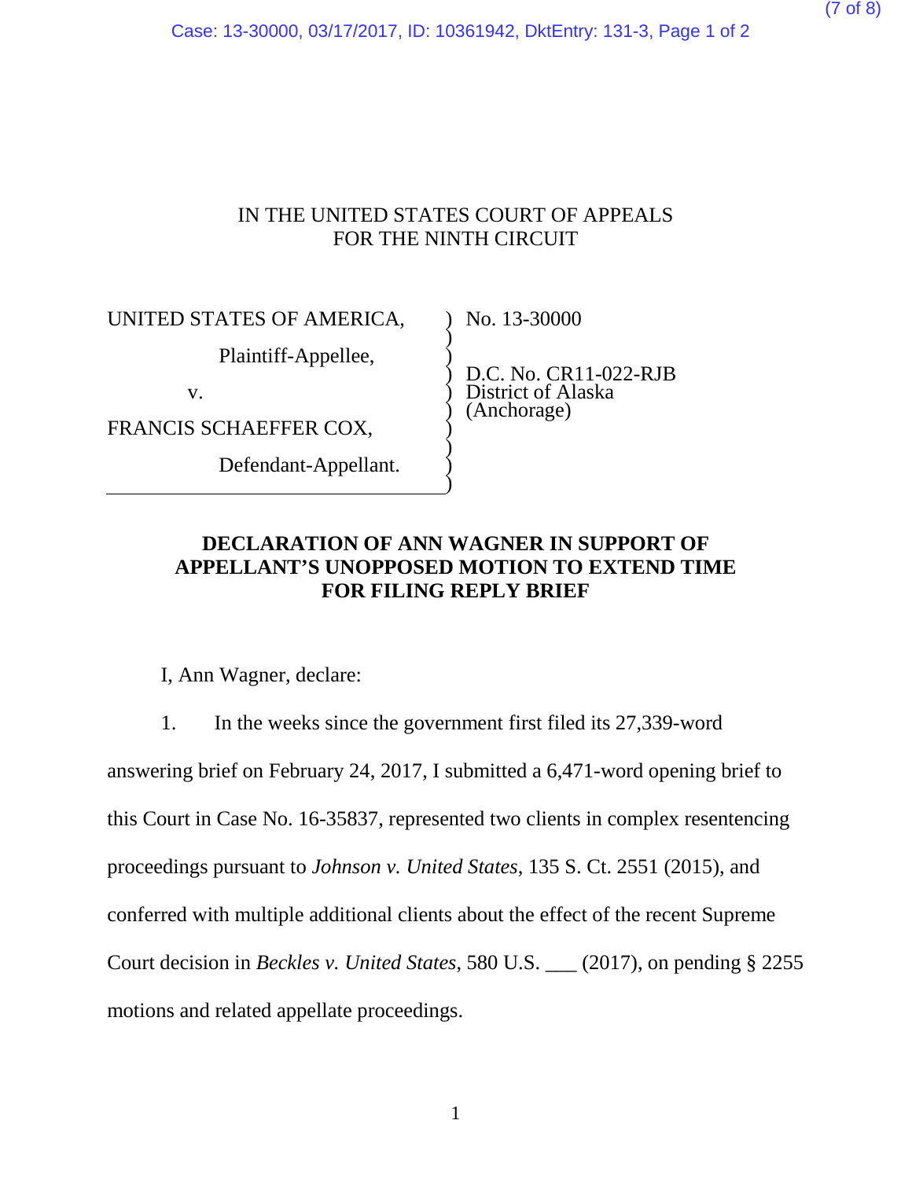IN THE UNITED STATES COURT OF APPEALS
FOR THE NINTH CIRCUIT

| | |
|---|---|
| UNITED STATES OF AMERICA, | No. 13-30000 |
| Plaintiff-Appellee, | |
| v. | D.C. No. CR11-022-RJB<br>District of Alaska<br>(Anchorage) |
| FRANCIS SCHAEFFER COX, | |
| Defendant-Appellant. | |

**DECLARATION OF ANN WAGNER IN SUPPORT OF APPELLANT'S UNOPPOSED MOTION TO EXTEND TIME FOR FILING REPLY BRIEF**

I, Ann Wagner, declare:

1. In the weeks since the government first filed its 27,339-word answering brief on February 24, 2017, I submitted a 6,471-word opening brief to this Court in Case No. 16-35837, represented two clients in complex resentencing proceedings pursuant to *Johnson v. United States*, 135 S. Ct. 2551 (2015), and conferred with multiple additional clients about the effect of the recent Supreme Court decision in *Beckles v. United States*, 580 U.S. ___ (2017), on pending § 2255 motions and related appellate proceedings.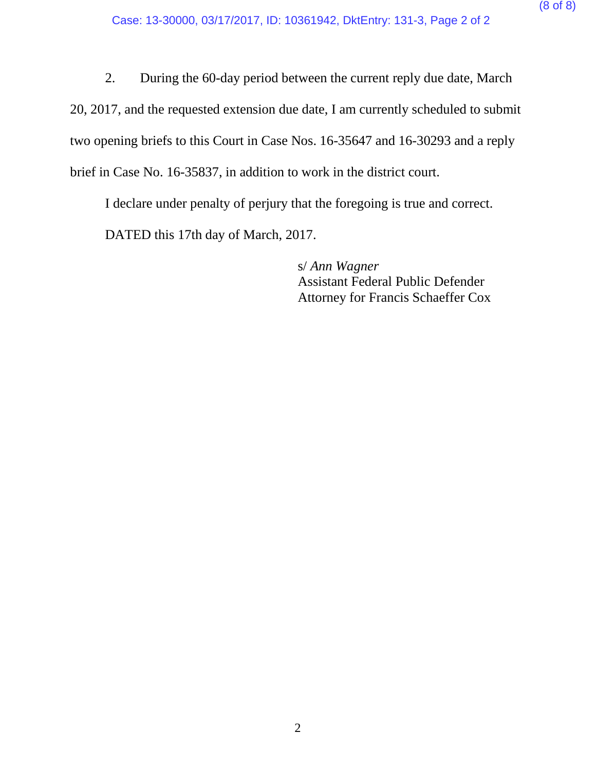2. During the 60-day period between the current reply due date, March 20, 2017, and the requested extension due date, I am currently scheduled to submit two opening briefs to this Court in Case Nos. 16-35647 and 16-30293 and a reply brief in Case No. 16-35837, in addition to work in the district court.

I declare under penalty of perjury that the foregoing is true and correct.

DATED this 17th day of March, 2017.

s/ *Ann Wagner*
Assistant Federal Public Defender
Attorney for Francis Schaeffer Cox